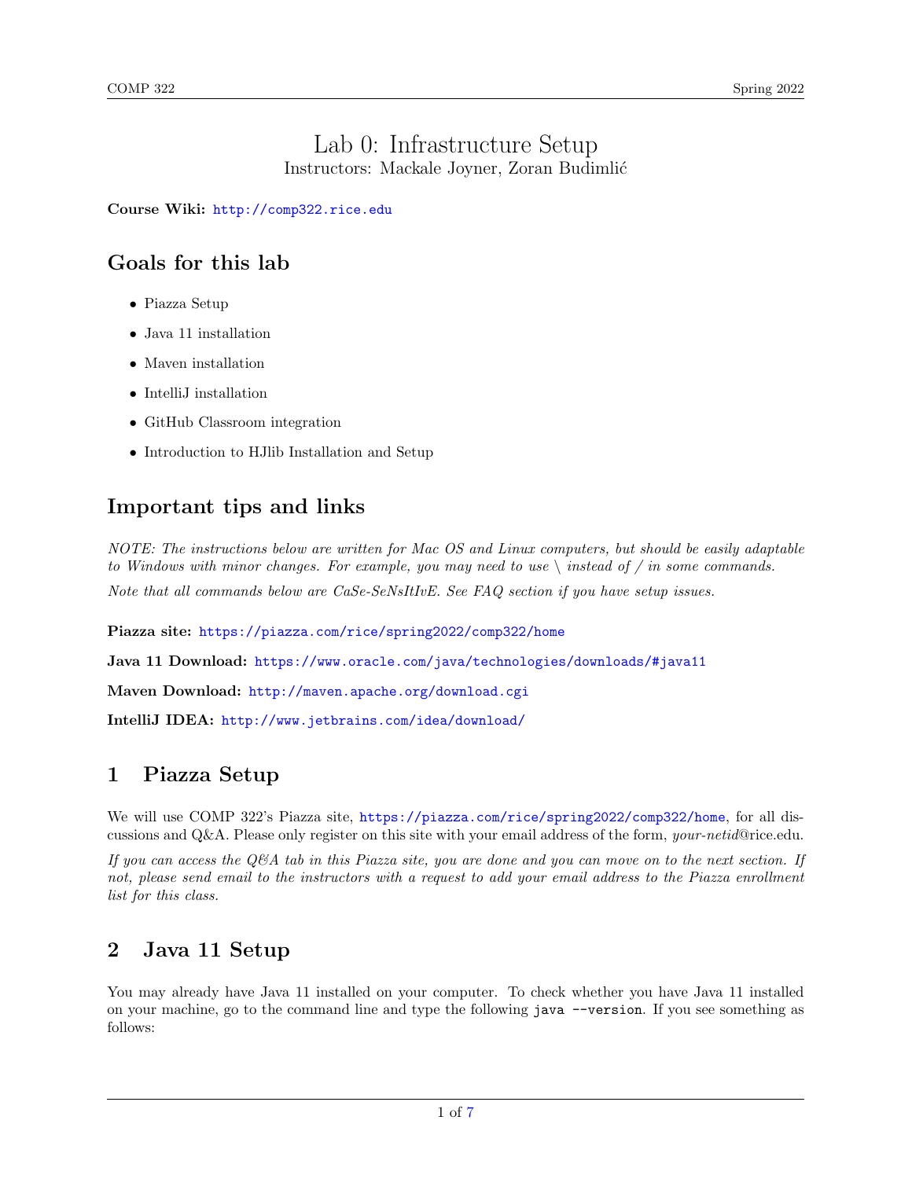# Lab 0: Infrastructure Setup

Instructors: Mackale Joyner, Zoran Budimlić

**Course Wiki:** http://comp322.rice.edu

## Goals for this lab

- Piazza Setup
- Java 11 installation
- Maven installation
- IntelliJ installation
- GitHub Classroom integration
- Introduction to HJlib Installation and Setup

## Important tips and links

*NOTE: The instructions below are written for Mac OS and Linux computers, but should be easily adaptable to Windows with minor changes. For example, you may need to use \ instead of / in some commands.*

*Note that all commands below are CaSe-SeNsItIvE. See FAQ section if you have setup issues.*

**Piazza site:** https://piazza.com/rice/spring2022/comp322/home

**Java 11 Download:** https://www.oracle.com/java/technologies/downloads/#java11

**Maven Download:** http://maven.apache.org/download.cgi

**IntelliJ IDEA:** http://www.jetbrains.com/idea/download/

## 1 Piazza Setup

We will use COMP 322's Piazza site, https://piazza.com/rice/spring2022/comp322/home, for all discussions and Q&A. Please only register on this site with your email address of the form, *your-netid*@rice.edu.

*If you can access the Q&A tab in this Piazza site, you are done and you can move on to the next section. If not, please send email to the instructors with a request to add your email address to the Piazza enrollment list for this class.*

## 2 Java 11 Setup

You may already have Java 11 installed on your computer. To check whether you have Java 11 installed on your machine, go to the command line and type the following `java --version`. If you see something as follows: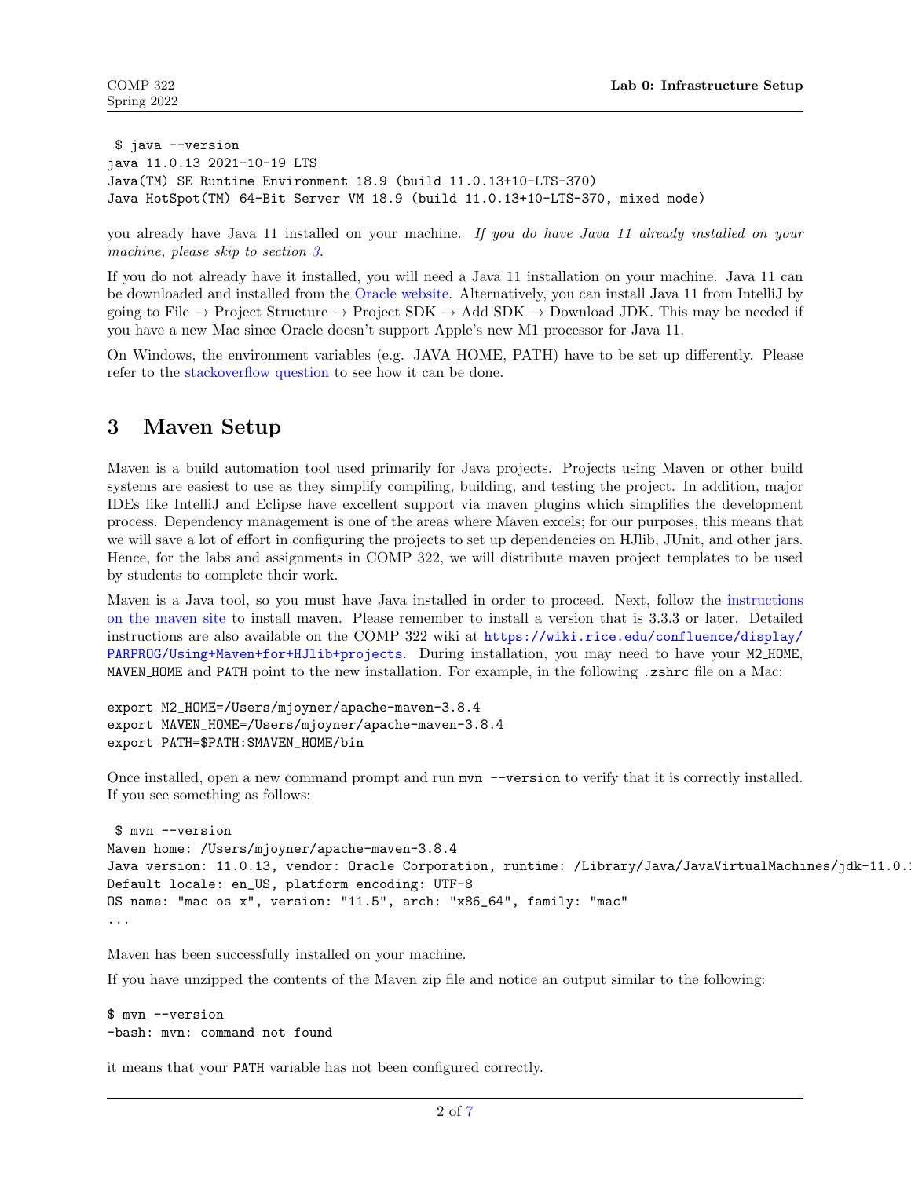```
 $ java --version
java 11.0.13 2021-10-19 LTS
Java(TM) SE Runtime Environment 18.9 (build 11.0.13+10-LTS-370)
Java HotSpot(TM) 64-Bit Server VM 18.9 (build 11.0.13+10-LTS-370, mixed mode)
```

you already have Java 11 installed on your machine. *If you do have Java 11 already installed on your machine, please skip to section 3.*

If you do not already have it installed, you will need a Java 11 installation on your machine. Java 11 can be downloaded and installed from the Oracle website. Alternatively, you can install Java 11 from IntelliJ by going to File → Project Structure → Project SDK → Add SDK → Download JDK. This may be needed if you have a new Mac since Oracle doesn't support Apple's new M1 processor for Java 11.

On Windows, the environment variables (e.g. JAVA_HOME, PATH) have to be set up differently. Please refer to the stackoverflow question to see how it can be done.

## 3 Maven Setup

Maven is a build automation tool used primarily for Java projects. Projects using Maven or other build systems are easiest to use as they simplify compiling, building, and testing the project. In addition, major IDEs like IntelliJ and Eclipse have excellent support via maven plugins which simplifies the development process. Dependency management is one of the areas where Maven excels; for our purposes, this means that we will save a lot of effort in configuring the projects to set up dependencies on HJlib, JUnit, and other jars. Hence, for the labs and assignments in COMP 322, we will distribute maven project templates to be used by students to complete their work.

Maven is a Java tool, so you must have Java installed in order to proceed. Next, follow the instructions on the maven site to install maven. Please remember to install a version that is 3.3.3 or later. Detailed instructions are also available on the COMP 322 wiki at https://wiki.rice.edu/confluence/display/PARPROG/Using+Maven+for+HJlib+projects. During installation, you may need to have your `M2_HOME`, `MAVEN_HOME` and `PATH` point to the new installation. For example, in the following `.zshrc` file on a Mac:

```
export M2_HOME=/Users/mjoyner/apache-maven-3.8.4
export MAVEN_HOME=/Users/mjoyner/apache-maven-3.8.4
export PATH=$PATH:$MAVEN_HOME/bin
```

Once installed, open a new command prompt and run `mvn --version` to verify that it is correctly installed. If you see something as follows:

```
 $ mvn --version
Maven home: /Users/mjoyner/apache-maven-3.8.4
Java version: 11.0.13, vendor: Oracle Corporation, runtime: /Library/Java/JavaVirtualMachines/jdk-11.0.1
Default locale: en_US, platform encoding: UTF-8
OS name: "mac os x", version: "11.5", arch: "x86_64", family: "mac"
...
```

Maven has been successfully installed on your machine.

If you have unzipped the contents of the Maven zip file and notice an output similar to the following:

```
$ mvn --version
-bash: mvn: command not found
```

it means that your `PATH` variable has not been configured correctly.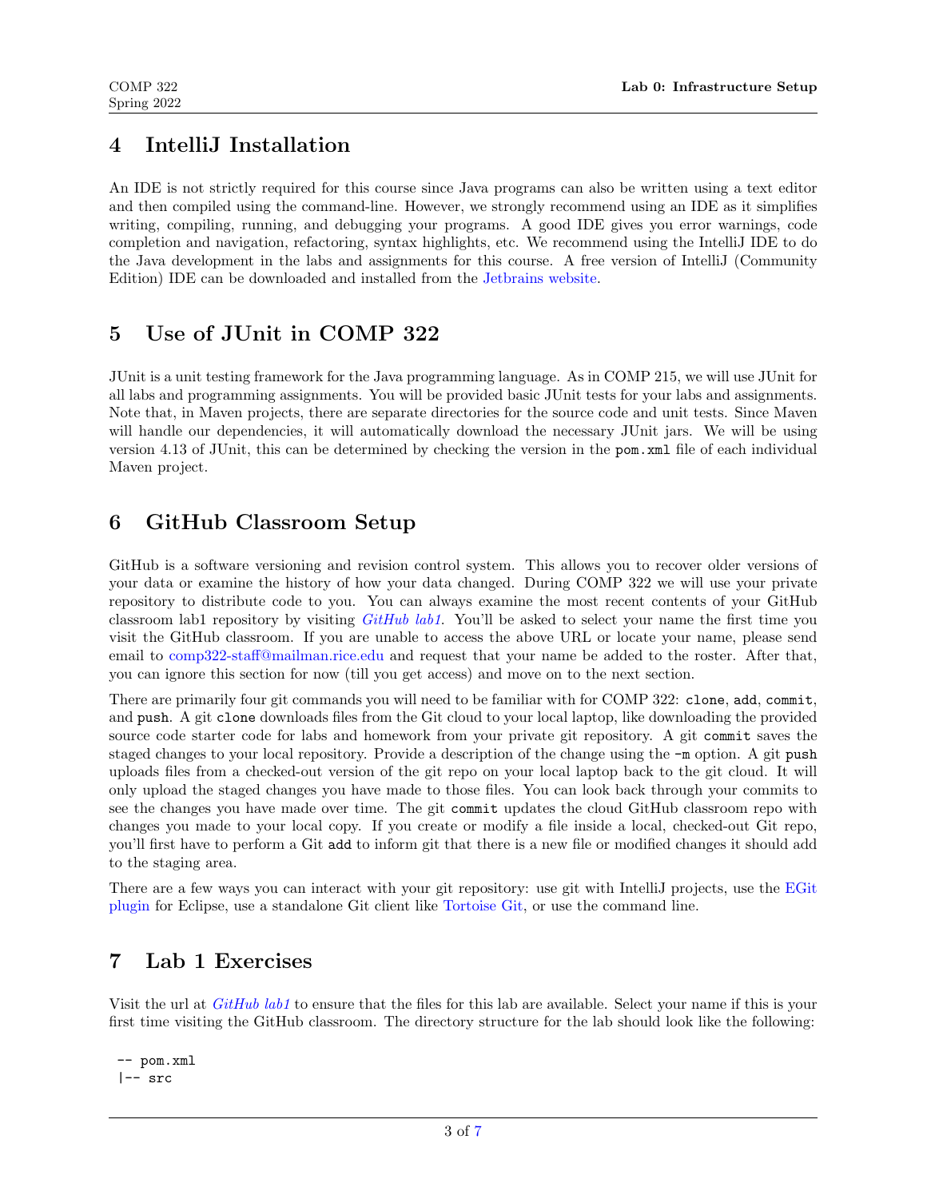## 4 IntelliJ Installation

An IDE is not strictly required for this course since Java programs can also be written using a text editor and then compiled using the command-line. However, we strongly recommend using an IDE as it simplifies writing, compiling, running, and debugging your programs. A good IDE gives you error warnings, code completion and navigation, refactoring, syntax highlights, etc. We recommend using the IntelliJ IDE to do the Java development in the labs and assignments for this course. A free version of IntelliJ (Community Edition) IDE can be downloaded and installed from the Jetbrains website.

## 5 Use of JUnit in COMP 322

JUnit is a unit testing framework for the Java programming language. As in COMP 215, we will use JUnit for all labs and programming assignments. You will be provided basic JUnit tests for your labs and assignments. Note that, in Maven projects, there are separate directories for the source code and unit tests. Since Maven will handle our dependencies, it will automatically download the necessary JUnit jars. We will be using version 4.13 of JUnit, this can be determined by checking the version in the `pom.xml` file of each individual Maven project.

## 6 GitHub Classroom Setup

GitHub is a software versioning and revision control system. This allows you to recover older versions of your data or examine the history of how your data changed. During COMP 322 we will use your private repository to distribute code to you. You can always examine the most recent contents of your GitHub classroom lab1 repository by visiting *GitHub lab1*. You'll be asked to select your name the first time you visit the GitHub classroom. If you are unable to access the above URL or locate your name, please send email to comp322-staff@mailman.rice.edu and request that your name be added to the roster. After that, you can ignore this section for now (till you get access) and move on to the next section.

There are primarily four git commands you will need to be familiar with for COMP 322: `clone`, `add`, `commit`, and `push`. A git `clone` downloads files from the Git cloud to your local laptop, like downloading the provided source code starter code for labs and homework from your private git repository. A git `commit` saves the staged changes to your local repository. Provide a description of the change using the `-m` option. A git `push` uploads files from a checked-out version of the git repo on your local laptop back to the git cloud. It will only upload the staged changes you have made to those files. You can look back through your commits to see the changes you have made over time. The git `commit` updates the cloud GitHub classroom repo with changes you made to your local copy. If you create or modify a file inside a local, checked-out Git repo, you'll first have to perform a Git `add` to inform git that there is a new file or modified changes it should add to the staging area.

There are a few ways you can interact with your git repository: use git with IntelliJ projects, use the EGit plugin for Eclipse, use a standalone Git client like Tortoise Git, or use the command line.

## 7 Lab 1 Exercises

Visit the url at *GitHub lab1* to ensure that the files for this lab are available. Select your name if this is your first time visiting the GitHub classroom. The directory structure for the lab should look like the following:

```
-- pom.xml
|-- src
```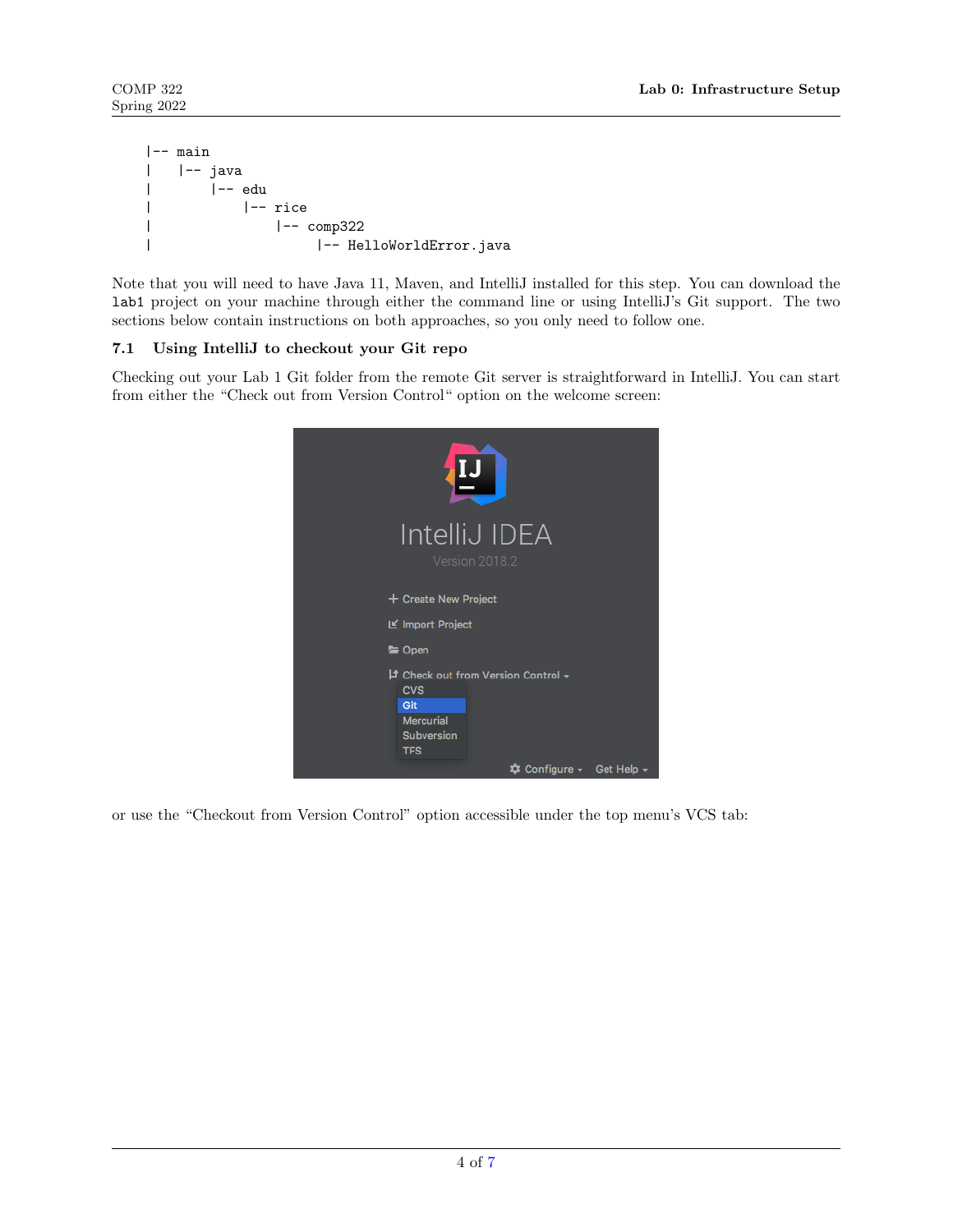```
|-- main
|    |-- java
|        |-- edu
|            |-- rice
|                |-- comp322
|                     |-- HelloWorldError.java
```

Note that you will need to have Java 11, Maven, and IntelliJ installed for this step. You can download the `lab1` project on your machine through either the command line or using IntelliJ's Git support. The two sections below contain instructions on both approaches, so you only need to follow one.

### 7.1 Using IntelliJ to checkout your Git repo

Checking out your Lab 1 Git folder from the remote Git server is straightforward in IntelliJ. You can start from either the "Check out from Version Control" option on the welcome screen:

or use the "Checkout from Version Control" option accessible under the top menu's VCS tab: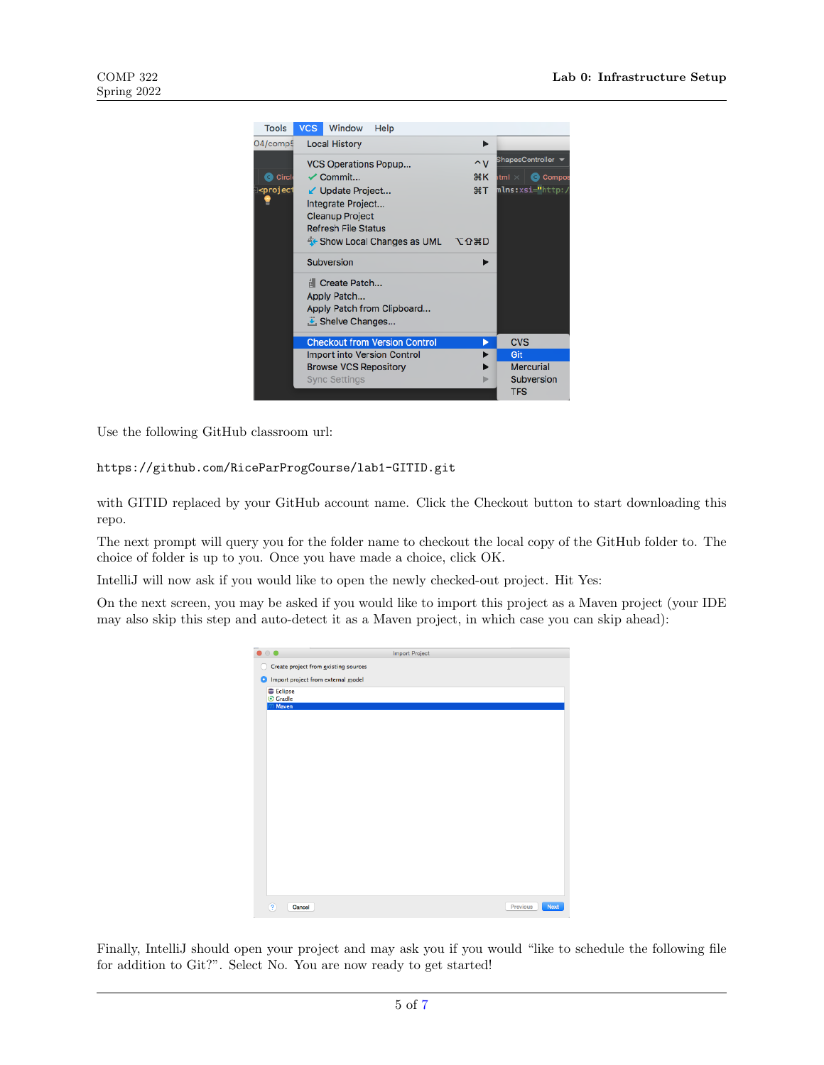Use the following GitHub classroom url:

```
https://github.com/RiceParProgCourse/lab1-GITID.git
```

with GITID replaced by your GitHub account name. Click the Checkout button to start downloading this repo.

The next prompt will query you for the folder name to checkout the local copy of the GitHub folder to. The choice of folder is up to you. Once you have made a choice, click OK.

IntelliJ will now ask if you would like to open the newly checked-out project. Hit Yes:

On the next screen, you may be asked if you would like to import this project as a Maven project (your IDE may also skip this step and auto-detect it as a Maven project, in which case you can skip ahead):

Finally, IntelliJ should open your project and may ask you if you would "like to schedule the following file for addition to Git?". Select No. You are now ready to get started!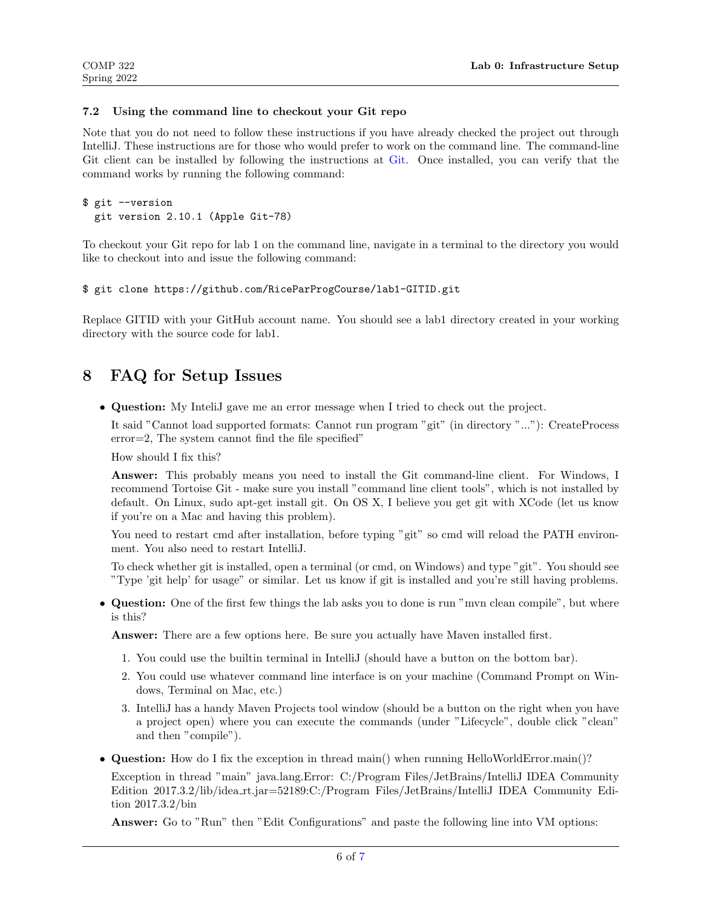### 7.2 Using the command line to checkout your Git repo

Note that you do not need to follow these instructions if you have already checked the project out through IntelliJ. These instructions are for those who would prefer to work on the command line. The command-line Git client can be installed by following the instructions at Git. Once installed, you can verify that the command works by running the following command:

```
$ git --version
  git version 2.10.1 (Apple Git-78)
```

To checkout your Git repo for lab 1 on the command line, navigate in a terminal to the directory you would like to checkout into and issue the following command:

```
$ git clone https://github.com/RiceParProgCourse/lab1-GITID.git
```

Replace GITID with your GitHub account name. You should see a lab1 directory created in your working directory with the source code for lab1.

## 8 FAQ for Setup Issues

- **Question:** My InteliJ gave me an error message when I tried to check out the project.

  It said "Cannot load supported formats: Cannot run program "git" (in directory "..."): CreateProcess error=2, The system cannot find the file specified"

  How should I fix this?

  **Answer:** This probably means you need to install the Git command-line client. For Windows, I recommend Tortoise Git - make sure you install "command line client tools", which is not installed by default. On Linux, sudo apt-get install git. On OS X, I believe you get git with XCode (let us know if you're on a Mac and having this problem).

  You need to restart cmd after installation, before typing "git" so cmd will reload the PATH environment. You also need to restart IntelliJ.

  To check whether git is installed, open a terminal (or cmd, on Windows) and type "git". You should see "Type 'git help' for usage" or similar. Let us know if git is installed and you're still having problems.

- **Question:** One of the first few things the lab asks you to done is run "mvn clean compile", but where is this?

  **Answer:** There are a few options here. Be sure you actually have Maven installed first.

  1. You could use the builtin terminal in IntelliJ (should have a button on the bottom bar).
  2. You could use whatever command line interface is on your machine (Command Prompt on Windows, Terminal on Mac, etc.)
  3. IntelliJ has a handy Maven Projects tool window (should be a button on the right when you have a project open) where you can execute the commands (under "Lifecycle", double click "clean" and then "compile").

- **Question:** How do I fix the exception in thread main() when running HelloWorldError.main()?

  Exception in thread "main" java.lang.Error: C:/Program Files/JetBrains/IntelliJ IDEA Community Edition 2017.3.2/lib/idea_rt.jar=52189:C:/Program Files/JetBrains/IntelliJ IDEA Community Edition 2017.3.2/bin

  **Answer:** Go to "Run" then "Edit Configurations" and paste the following line into VM options: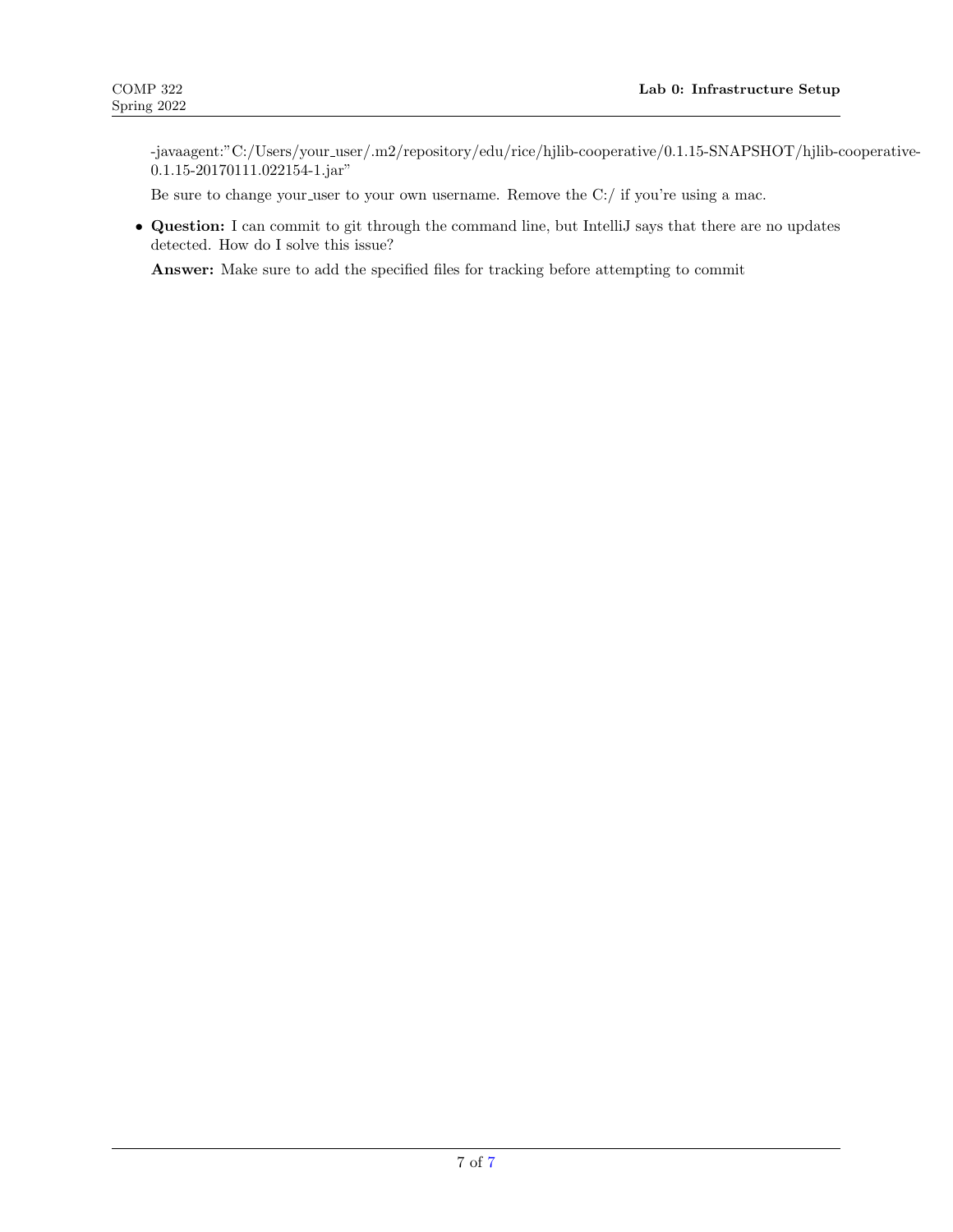-javaagent:"C:/Users/your_user/.m2/repository/edu/rice/hjlib-cooperative/0.1.15-SNAPSHOT/hjlib-cooperative-0.1.15-20170111.022154-1.jar"

Be sure to change your_user to your own username. Remove the C:/ if you're using a mac.

- **Question:** I can commit to git through the command line, but IntelliJ says that there are no updates detected. How do I solve this issue?

  **Answer:** Make sure to add the specified files for tracking before attempting to commit